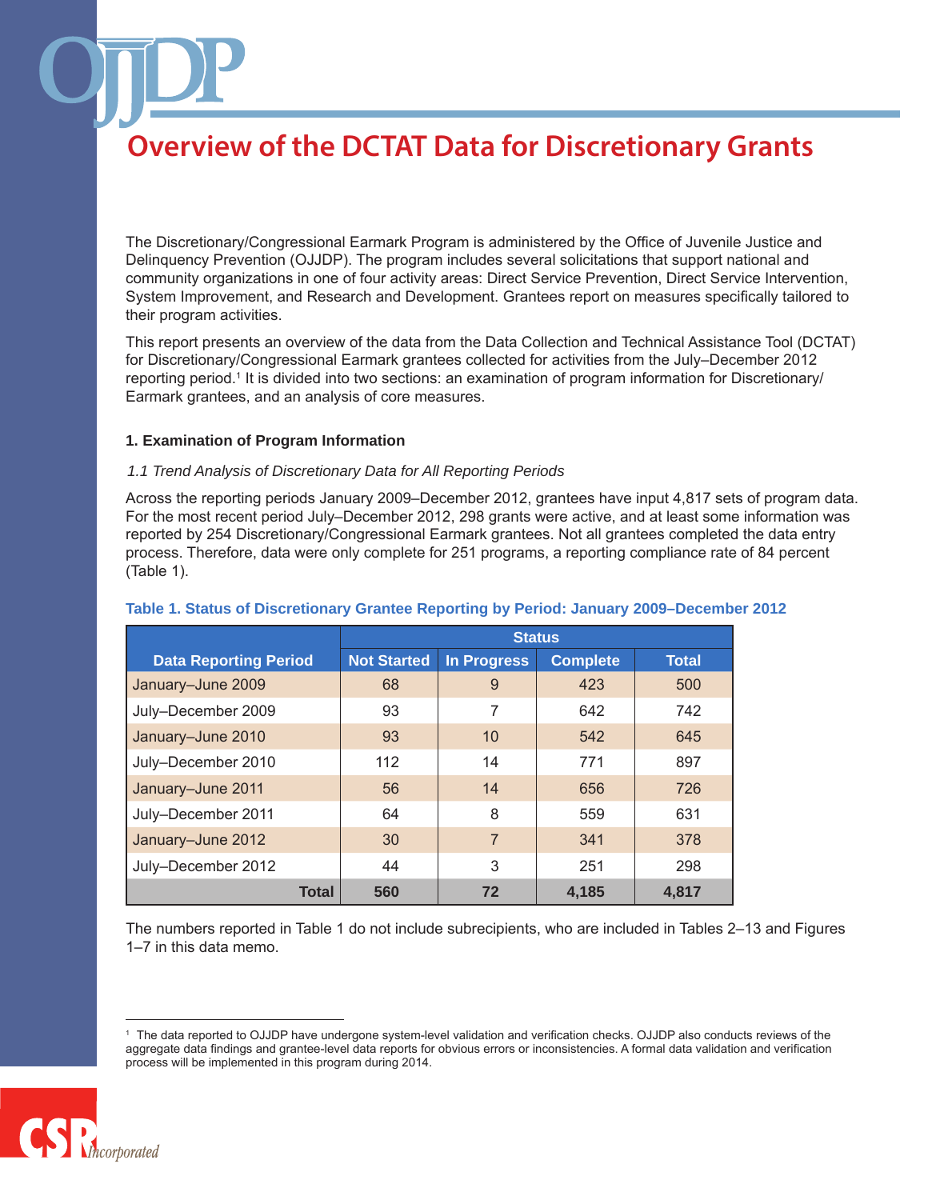# Overview of the DCTAT Data for Discretionary Grants

The Discretionary/Congressional Earmark Program is administered by the Office of Juvenile Justice and Delinquency Prevention (OJJDP). The program includes several solicitations that support national and community organizations in one of four activity areas: Direct Service Prevention, Direct Service Intervention, System Improvement, and Research and Development. Grantees report on measures specifically tailored to their program activities.

This report presents an overview of the data from the Data Collection and Technical Assistance Tool (DCTAT) for Discretionary/Congressional Earmark grantees collected for activities from the July–December 2012 reporting period.[1] It is divided into two sections: an examination of program information for Discretionary/Earmark grantees, and an analysis of core measures.

## 1. Examination of Program Information

*1.1 Trend Analysis of Discretionary Data for All Reporting Periods*

Across the reporting periods January 2009–December 2012, grantees have input 4,817 sets of program data. For the most recent period July–December 2012, 298 grants were active, and at least some information was reported by 254 Discretionary/Congressional Earmark grantees. Not all grantees completed the data entry process. Therefore, data were only complete for 251 programs, a reporting compliance rate of 84 percent (Table 1).

**Table 1. Status of Discretionary Grantee Reporting by Period: January 2009–December 2012**

| Data Reporting Period | Status | | | |
|---|---|---|---|---|
| | Not Started | In Progress | Complete | Total |
| January–June 2009 | 68 | 9 | 423 | 500 |
| July–December 2009 | 93 | 7 | 642 | 742 |
| January–June 2010 | 93 | 10 | 542 | 645 |
| July–December 2010 | 112 | 14 | 771 | 897 |
| January–June 2011 | 56 | 14 | 656 | 726 |
| July–December 2011 | 64 | 8 | 559 | 631 |
| January–June 2012 | 30 | 7 | 341 | 378 |
| July–December 2012 | 44 | 3 | 251 | 298 |
| **Total** | **560** | **72** | **4,185** | **4,817** |

The numbers reported in Table 1 do not include subrecipients, who are included in Tables 2–13 and Figures 1–7 in this data memo.

[1] The data reported to OJJDP have undergone system-level validation and verification checks. OJJDP also conducts reviews of the aggregate data findings and grantee-level data reports for obvious errors or inconsistencies. A formal data validation and verification process will be implemented in this program during 2014.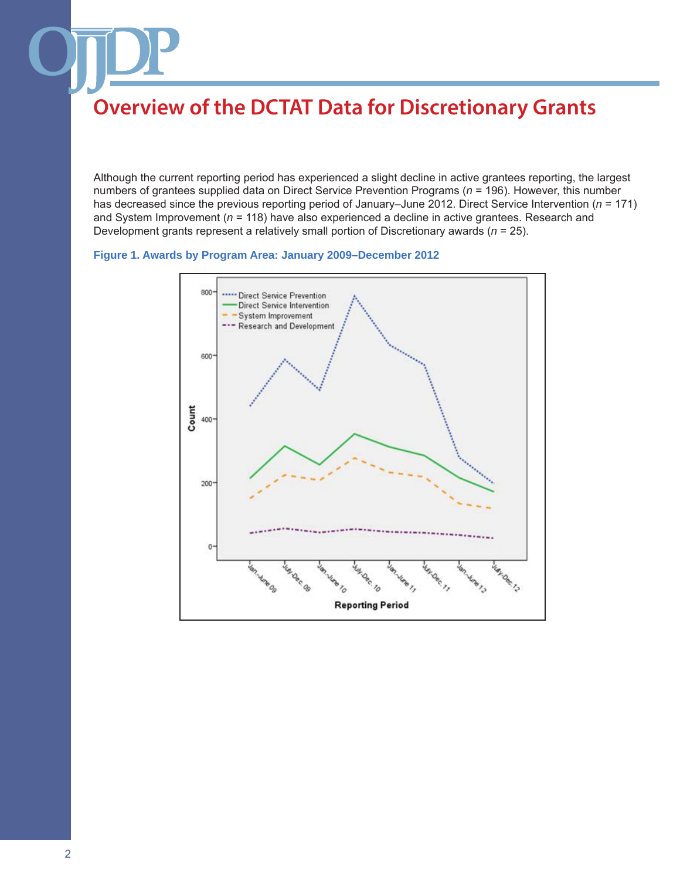## Overview of the DCTAT Data for Discretionary Grants

Although the current reporting period has experienced a slight decline in active grantees reporting, the largest numbers of grantees supplied data on Direct Service Prevention Programs (*n* = 196). However, this number has decreased since the previous reporting period of January–June 2012. Direct Service Intervention (*n* = 171) and System Improvement (*n* = 118) have also experienced a decline in active grantees. Research and Development grants represent a relatively small portion of Discretionary awards (*n* = 25).

**Figure 1. Awards by Program Area: January 2009–December 2012**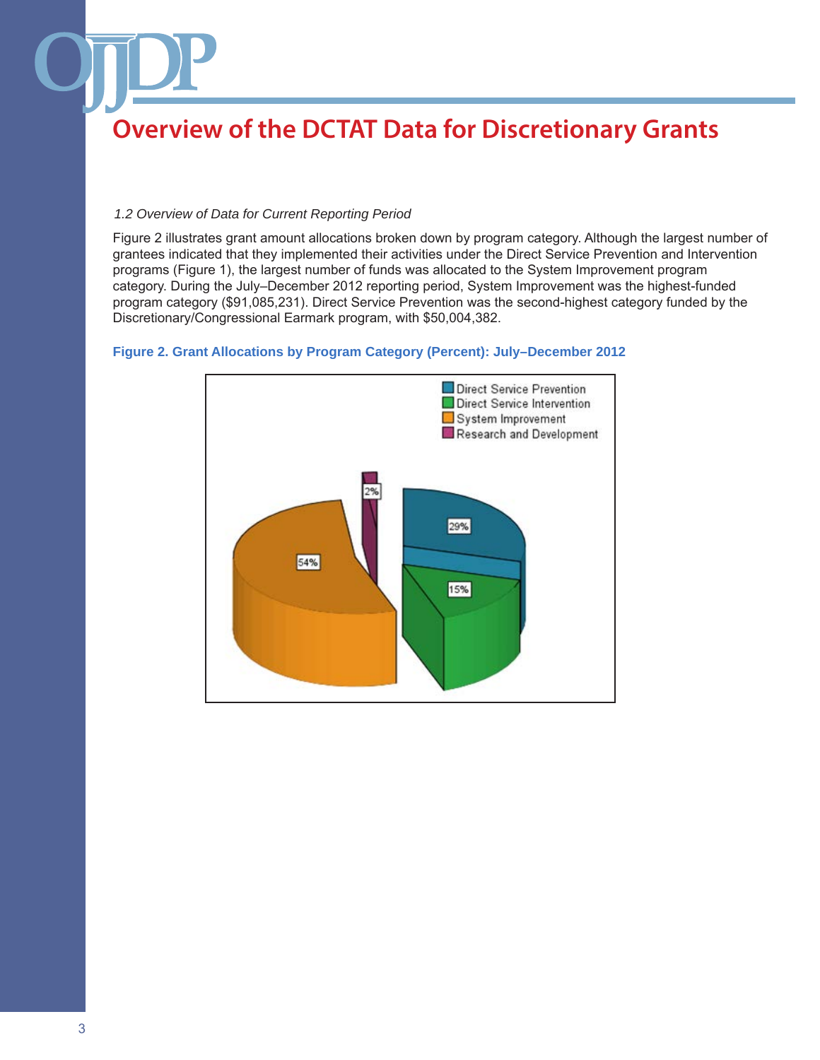# Overview of the DCTAT Data for Discretionary Grants

*1.2 Overview of Data for Current Reporting Period*

Figure 2 illustrates grant amount allocations broken down by program category. Although the largest number of grantees indicated that they implemented their activities under the Direct Service Prevention and Intervention programs (Figure 1), the largest number of funds was allocated to the System Improvement program category. During the July–December 2012 reporting period, System Improvement was the highest-funded program category ($91,085,231). Direct Service Prevention was the second-highest category funded by the Discretionary/Congressional Earmark program, with $50,004,382.

**Figure 2. Grant Allocations by Program Category (Percent): July–December 2012**

| Program Category | Percent |
|---|---|
| Direct Service Prevention | 29% |
| Direct Service Intervention | 15% |
| System Improvement | 54% |
| Research and Development | 2% |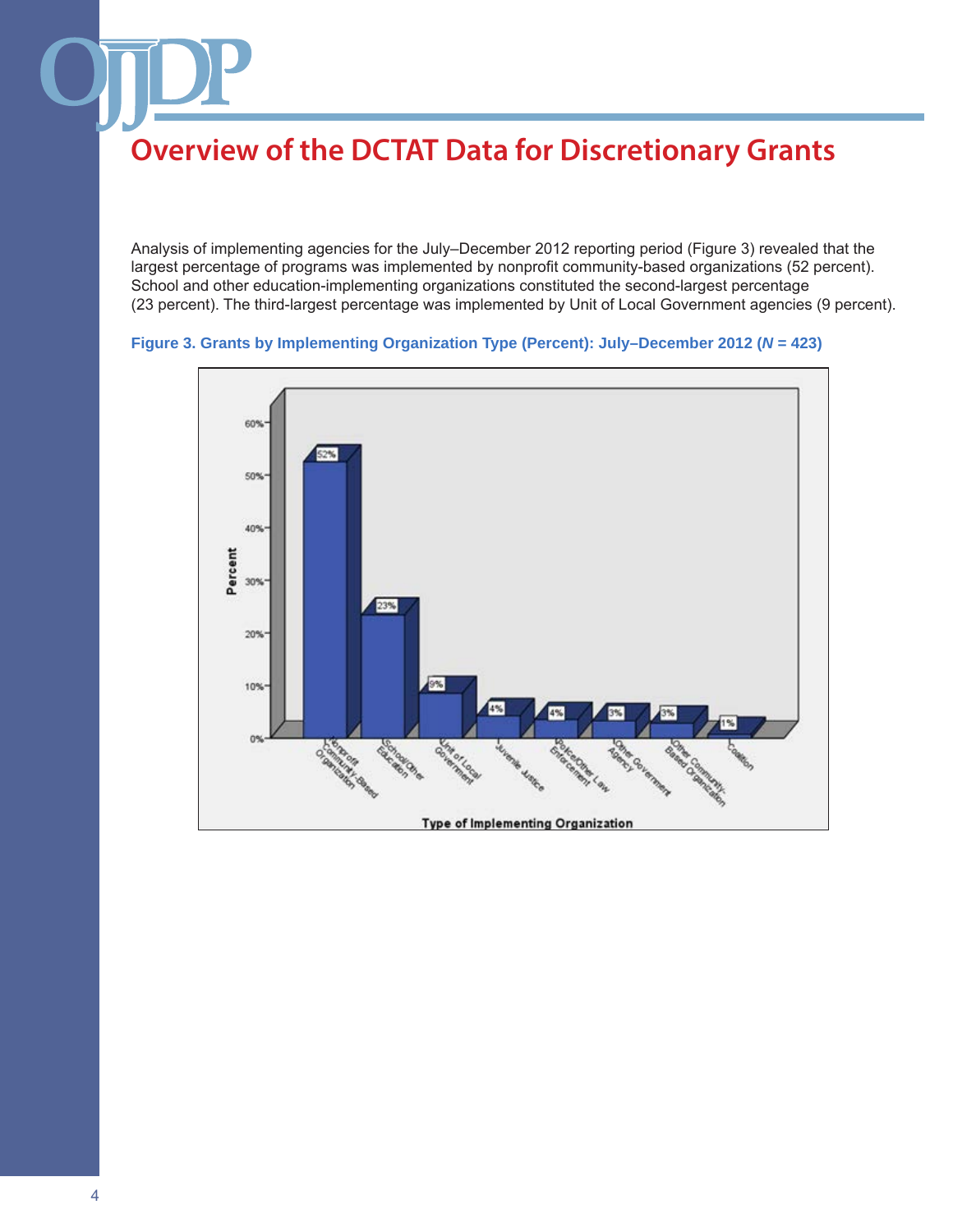## Overview of the DCTAT Data for Discretionary Grants

Analysis of implementing agencies for the July–December 2012 reporting period (Figure 3) revealed that the largest percentage of programs was implemented by nonprofit community-based organizations (52 percent). School and other education-implementing organizations constituted the second-largest percentage (23 percent). The third-largest percentage was implemented by Unit of Local Government agencies (9 percent).

**Figure 3. Grants by Implementing Organization Type (Percent): July–December 2012 (*N* = 423)**

| Type of Implementing Organization | Percent |
| --- | --- |
| Nonprofit Community-Based Organization | 52% |
| School/Other Education | 23% |
| Unit of Local Government | 9% |
| Juvenile Justice | 4% |
| Police/Other Law Enforcement | 4% |
| Other Government Agency | 3% |
| Other Community-Based Organization | 3% |
| Coalition | 1% |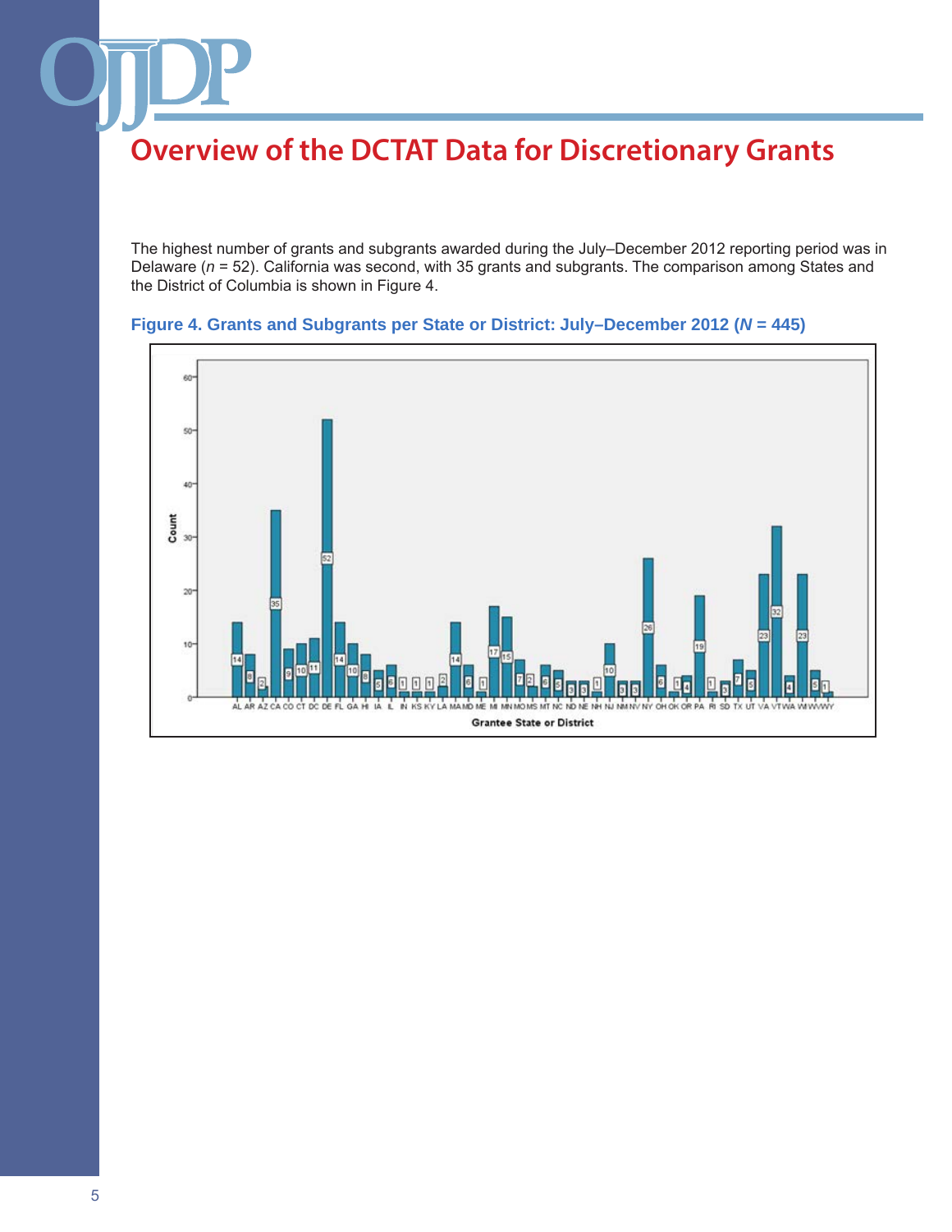# Overview of the DCTAT Data for Discretionary Grants

The highest number of grants and subgrants awarded during the July–December 2012 reporting period was in Delaware (*n* = 52). California was second, with 35 grants and subgrants. The comparison among States and the District of Columbia is shown in Figure 4.

**Figure 4. Grants and Subgrants per State or District: July–December 2012 (*N* = 445)**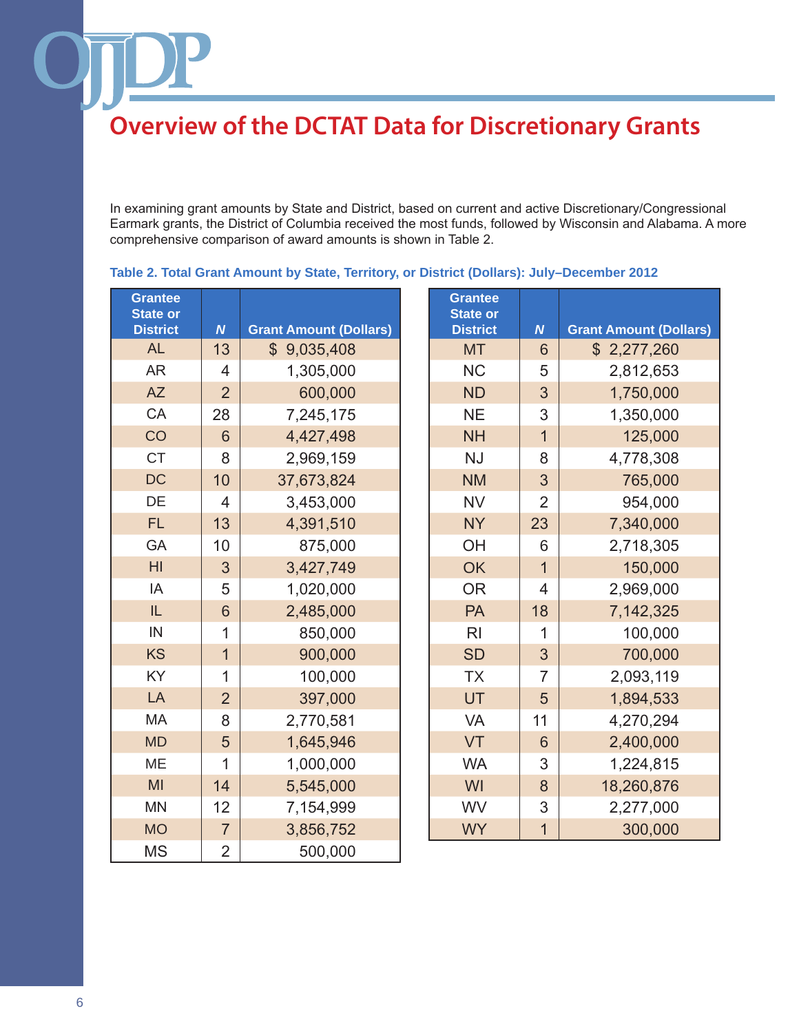## Overview of the DCTAT Data for Discretionary Grants

In examining grant amounts by State and District, based on current and active Discretionary/Congressional Earmark grants, the District of Columbia received the most funds, followed by Wisconsin and Alabama. A more comprehensive comparison of award amounts is shown in Table 2.

**Table 2. Total Grant Amount by State, Territory, or District (Dollars): July–December 2012**

| Grantee State or District | *N* | Grant Amount (Dollars) |
|---|---|---|
| AL | 13 | $ 9,035,408 |
| AR | 4 | 1,305,000 |
| AZ | 2 | 600,000 |
| CA | 28 | 7,245,175 |
| CO | 6 | 4,427,498 |
| CT | 8 | 2,969,159 |
| DC | 10 | 37,673,824 |
| DE | 4 | 3,453,000 |
| FL | 13 | 4,391,510 |
| GA | 10 | 875,000 |
| HI | 3 | 3,427,749 |
| IA | 5 | 1,020,000 |
| IL | 6 | 2,485,000 |
| IN | 1 | 850,000 |
| KS | 1 | 900,000 |
| KY | 1 | 100,000 |
| LA | 2 | 397,000 |
| MA | 8 | 2,770,581 |
| MD | 5 | 1,645,946 |
| ME | 1 | 1,000,000 |
| MI | 14 | 5,545,000 |
| MN | 12 | 7,154,999 |
| MO | 7 | 3,856,752 |
| MS | 2 | 500,000 |
| MT | 6 | $ 2,277,260 |
| NC | 5 | 2,812,653 |
| ND | 3 | 1,750,000 |
| NE | 3 | 1,350,000 |
| NH | 1 | 125,000 |
| NJ | 8 | 4,778,308 |
| NM | 3 | 765,000 |
| NV | 2 | 954,000 |
| NY | 23 | 7,340,000 |
| OH | 6 | 2,718,305 |
| OK | 1 | 150,000 |
| OR | 4 | 2,969,000 |
| PA | 18 | 7,142,325 |
| RI | 1 | 100,000 |
| SD | 3 | 700,000 |
| TX | 7 | 2,093,119 |
| UT | 5 | 1,894,533 |
| VA | 11 | 4,270,294 |
| VT | 6 | 2,400,000 |
| WA | 3 | 1,224,815 |
| WI | 8 | 18,260,876 |
| WV | 3 | 2,277,000 |
| WY | 1 | 300,000 |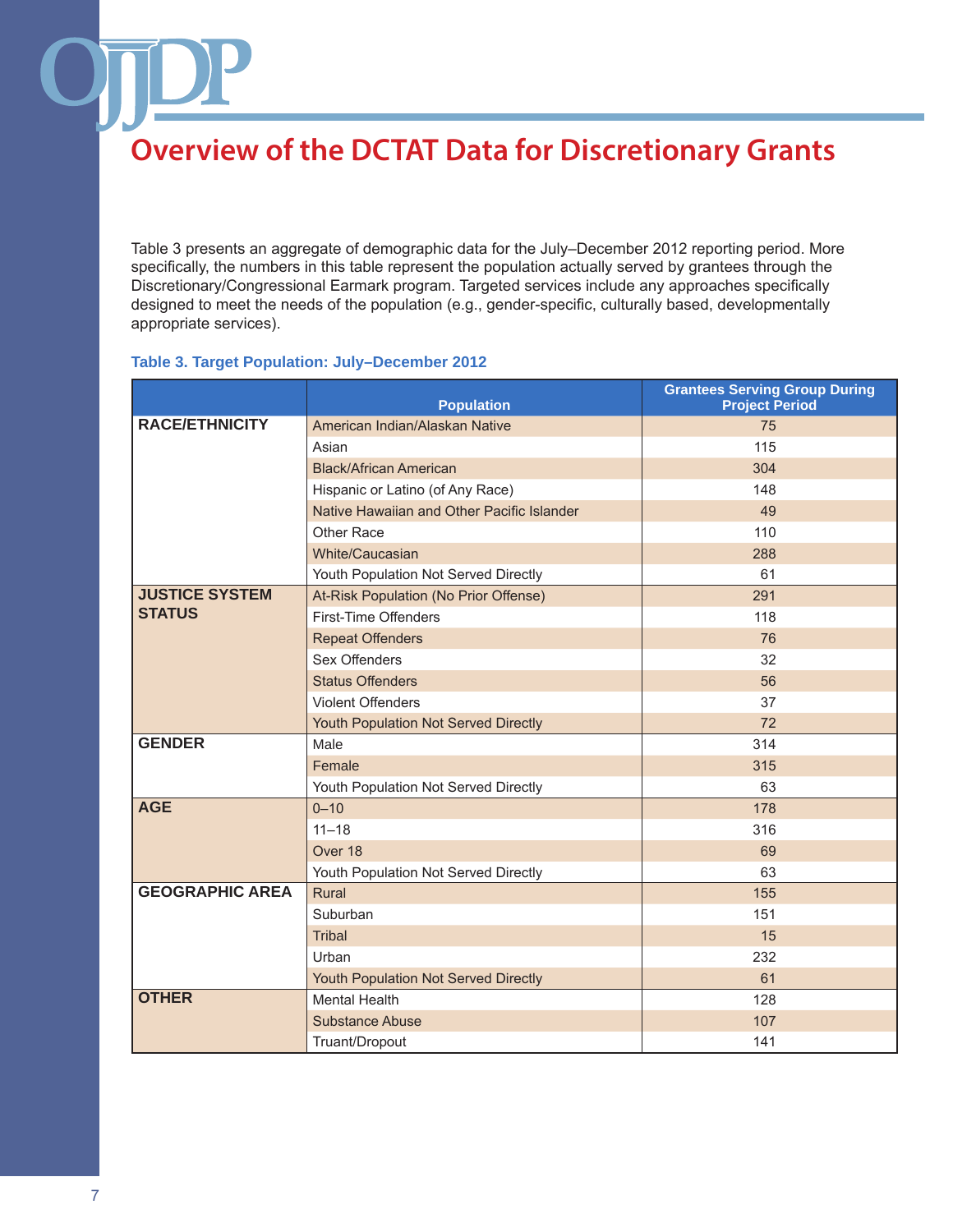# Overview of the DCTAT Data for Discretionary Grants

Table 3 presents an aggregate of demographic data for the July–December 2012 reporting period. More specifically, the numbers in this table represent the population actually served by grantees through the Discretionary/Congressional Earmark program. Targeted services include any approaches specifically designed to meet the needs of the population (e.g., gender-specific, culturally based, developmentally appropriate services).

**Table 3. Target Population: July–December 2012**

| | Population | Grantees Serving Group During Project Period |
|---|---|---|
| **RACE/ETHNICITY** | American Indian/Alaskan Native | 75 |
| | Asian | 115 |
| | Black/African American | 304 |
| | Hispanic or Latino (of Any Race) | 148 |
| | Native Hawaiian and Other Pacific Islander | 49 |
| | Other Race | 110 |
| | White/Caucasian | 288 |
| | Youth Population Not Served Directly | 61 |
| **JUSTICE SYSTEM STATUS** | At-Risk Population (No Prior Offense) | 291 |
| | First-Time Offenders | 118 |
| | Repeat Offenders | 76 |
| | Sex Offenders | 32 |
| | Status Offenders | 56 |
| | Violent Offenders | 37 |
| | Youth Population Not Served Directly | 72 |
| **GENDER** | Male | 314 |
| | Female | 315 |
| | Youth Population Not Served Directly | 63 |
| **AGE** | 0–10 | 178 |
| | 11–18 | 316 |
| | Over 18 | 69 |
| | Youth Population Not Served Directly | 63 |
| **GEOGRAPHIC AREA** | Rural | 155 |
| | Suburban | 151 |
| | Tribal | 15 |
| | Urban | 232 |
| | Youth Population Not Served Directly | 61 |
| **OTHER** | Mental Health | 128 |
| | Substance Abuse | 107 |
| | Truant/Dropout | 141 |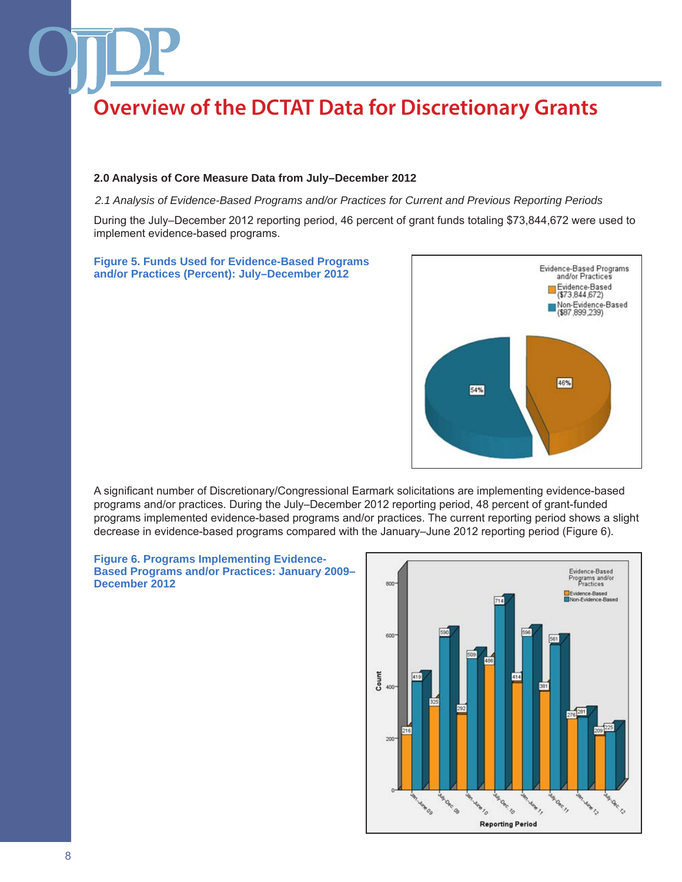# Overview of the DCTAT Data for Discretionary Grants

**2.0 Analysis of Core Measure Data from July–December 2012**

*2.1 Analysis of Evidence-Based Programs and/or Practices for Current and Previous Reporting Periods*

During the July–December 2012 reporting period, 46 percent of grant funds totaling $73,844,672 were used to implement evidence-based programs.

**Figure 5. Funds Used for Evidence-Based Programs and/or Practices (Percent): July–December 2012**

| Evidence-Based Programs and/or Practices | Percent |
| --- | --- |
| Evidence-Based ($73,844,672) | 46% |
| Non-Evidence-Based ($87,899,239) | 54% |

A significant number of Discretionary/Congressional Earmark solicitations are implementing evidence-based programs and/or practices. During the July–December 2012 reporting period, 48 percent of grant-funded programs implemented evidence-based programs and/or practices. The current reporting period shows a slight decrease in evidence-based programs compared with the January–June 2012 reporting period (Figure 6).

**Figure 6. Programs Implementing Evidence-Based Programs and/or Practices: January 2009–December 2012**

| Reporting Period | Evidence-Based | Non-Evidence-Based |
| --- | --- | --- |
| Jan.–June 09 | 216 | 419 |
| July–Dec. 09 | 325 | 590 |
| Jan.–June 10 | 292 | 509 |
| July–Dec. 10 | 486 | 714 |
| Jan.–June 11 | 414 | 596 |
| July–Dec. 11 | 381 | 561 |
| Jan.–June 12 | 276 | 281 |
| July–Dec. 12 | 209 | 225 |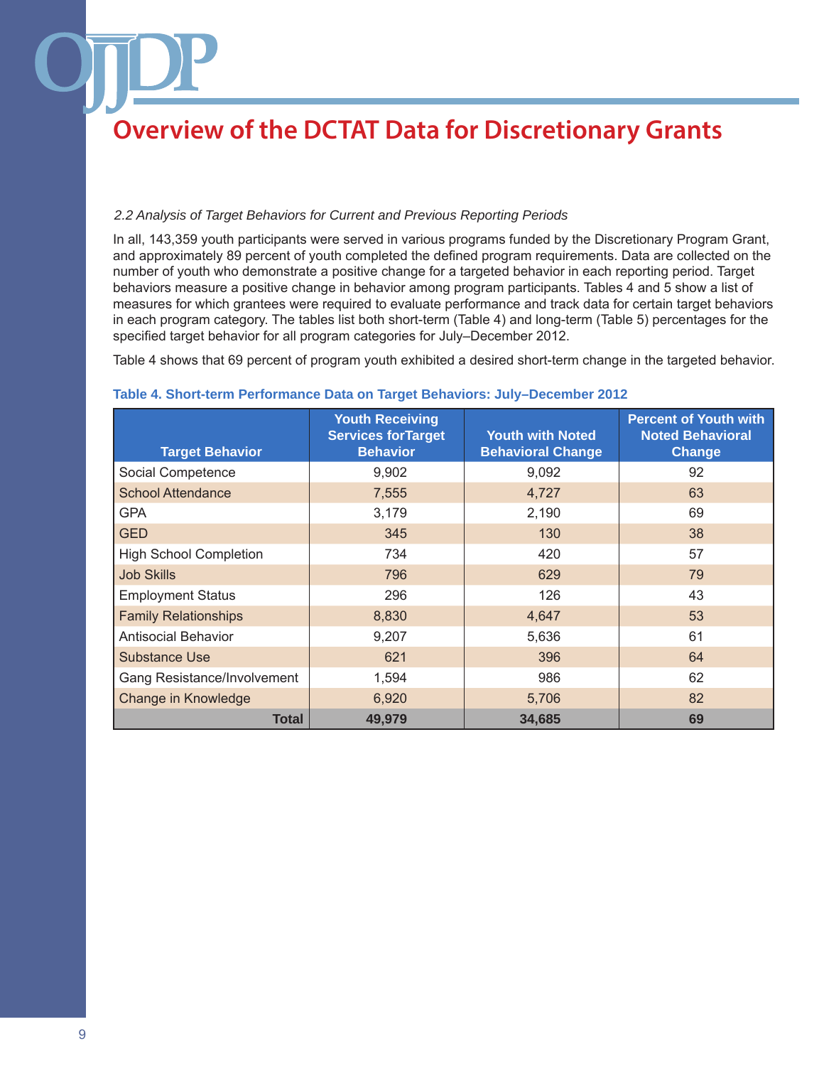# Overview of the DCTAT Data for Discretionary Grants

*2.2 Analysis of Target Behaviors for Current and Previous Reporting Periods*

In all, 143,359 youth participants were served in various programs funded by the Discretionary Program Grant, and approximately 89 percent of youth completed the defined program requirements. Data are collected on the number of youth who demonstrate a positive change for a targeted behavior in each reporting period. Target behaviors measure a positive change in behavior among program participants. Tables 4 and 5 show a list of measures for which grantees were required to evaluate performance and track data for certain target behaviors in each program category. The tables list both short-term (Table 4) and long-term (Table 5) percentages for the specified target behavior for all program categories for July–December 2012.

Table 4 shows that 69 percent of program youth exhibited a desired short-term change in the targeted behavior.

**Table 4. Short-term Performance Data on Target Behaviors: July–December 2012**

| Target Behavior | Youth Receiving Services forTarget Behavior | Youth with Noted Behavioral Change | Percent of Youth with Noted Behavioral Change |
|---|---|---|---|
| Social Competence | 9,902 | 9,092 | 92 |
| School Attendance | 7,555 | 4,727 | 63 |
| GPA | 3,179 | 2,190 | 69 |
| GED | 345 | 130 | 38 |
| High School Completion | 734 | 420 | 57 |
| Job Skills | 796 | 629 | 79 |
| Employment Status | 296 | 126 | 43 |
| Family Relationships | 8,830 | 4,647 | 53 |
| Antisocial Behavior | 9,207 | 5,636 | 61 |
| Substance Use | 621 | 396 | 64 |
| Gang Resistance/Involvement | 1,594 | 986 | 62 |
| Change in Knowledge | 6,920 | 5,706 | 82 |
| **Total** | **49,979** | **34,685** | **69** |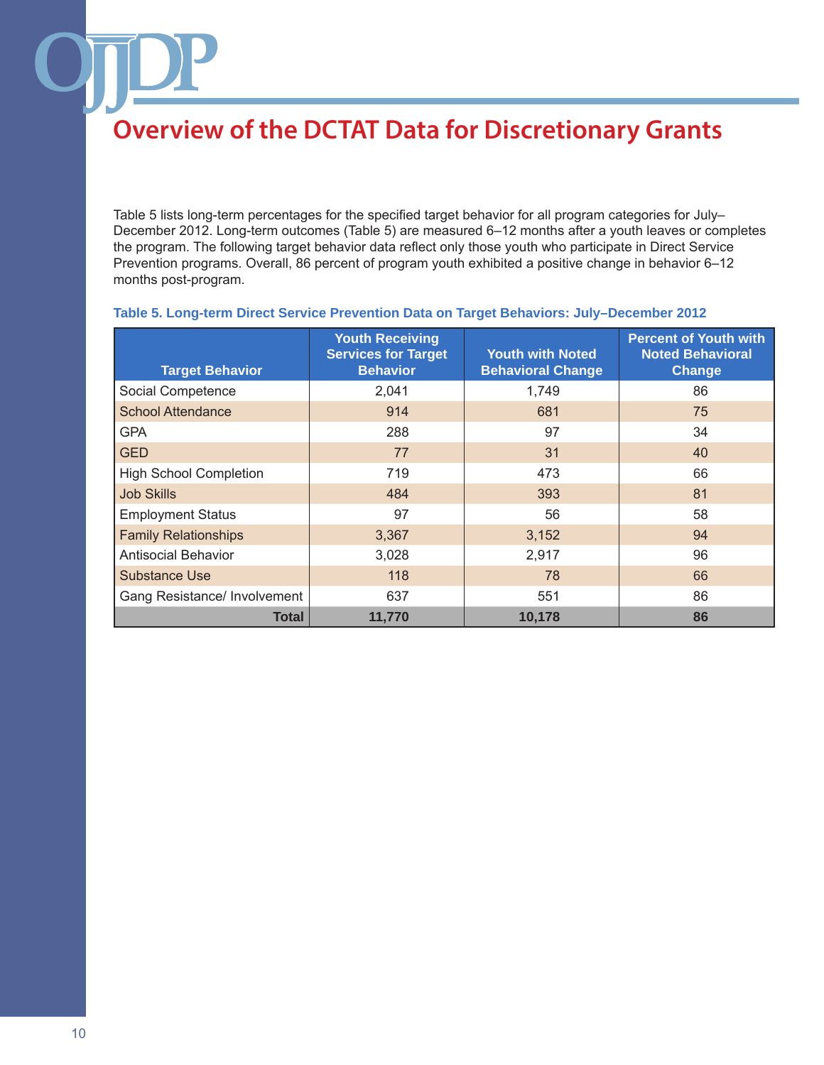# Overview of the DCTAT Data for Discretionary Grants

Table 5 lists long-term percentages for the specified target behavior for all program categories for July–December 2012. Long-term outcomes (Table 5) are measured 6–12 months after a youth leaves or completes the program. The following target behavior data reflect only those youth who participate in Direct Service Prevention programs. Overall, 86 percent of program youth exhibited a positive change in behavior 6–12 months post-program.

**Table 5. Long-term Direct Service Prevention Data on Target Behaviors: July–December 2012**

| Target Behavior | Youth Receiving Services for Target Behavior | Youth with Noted Behavioral Change | Percent of Youth with Noted Behavioral Change |
|---|---|---|---|
| Social Competence | 2,041 | 1,749 | 86 |
| School Attendance | 914 | 681 | 75 |
| GPA | 288 | 97 | 34 |
| GED | 77 | 31 | 40 |
| High School Completion | 719 | 473 | 66 |
| Job Skills | 484 | 393 | 81 |
| Employment Status | 97 | 56 | 58 |
| Family Relationships | 3,367 | 3,152 | 94 |
| Antisocial Behavior | 3,028 | 2,917 | 96 |
| Substance Use | 118 | 78 | 66 |
| Gang Resistance/ Involvement | 637 | 551 | 86 |
| **Total** | **11,770** | **10,178** | **86** |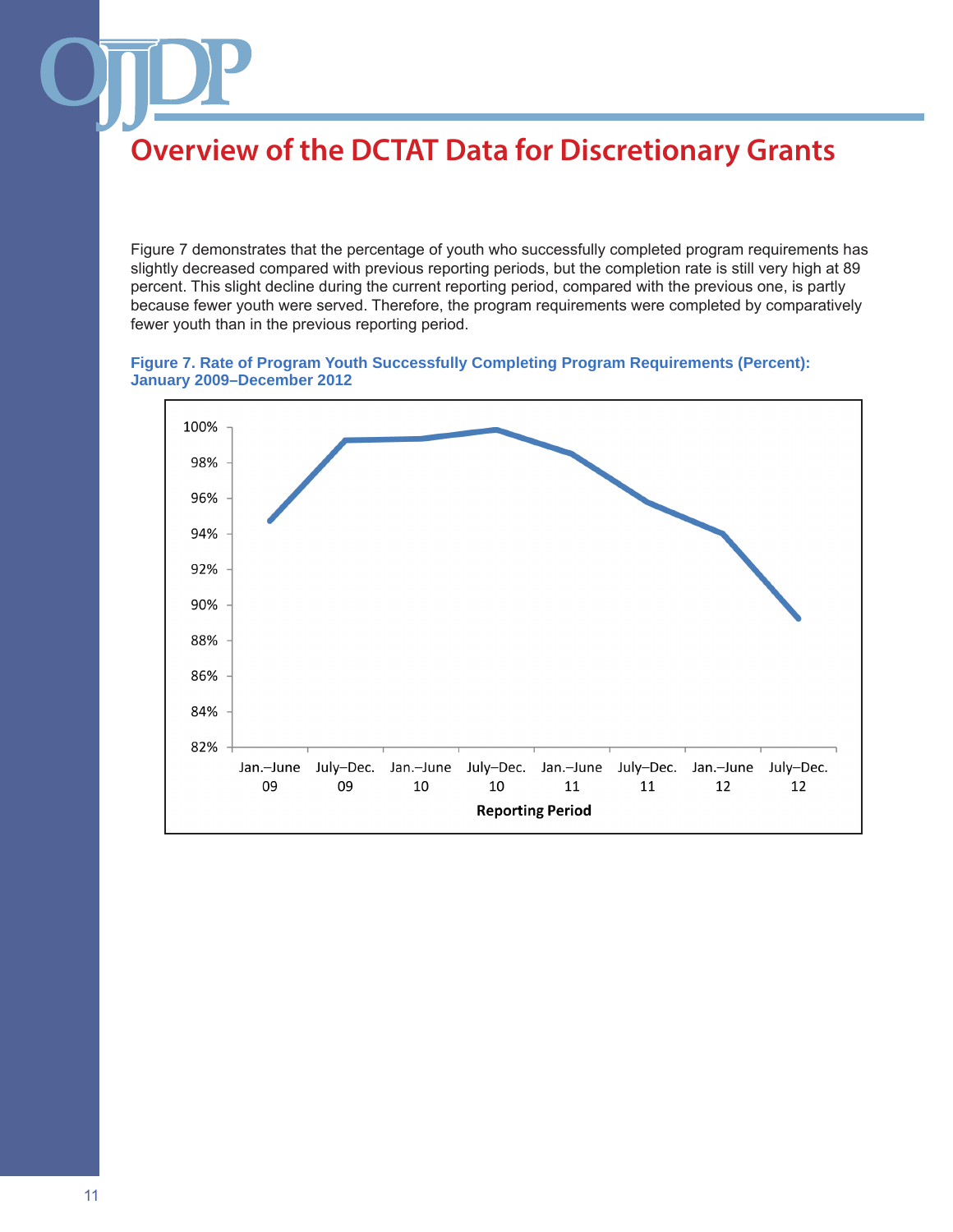## Overview of the DCTAT Data for Discretionary Grants

Figure 7 demonstrates that the percentage of youth who successfully completed program requirements has slightly decreased compared with previous reporting periods, but the completion rate is still very high at 89 percent. This slight decline during the current reporting period, compared with the previous one, is partly because fewer youth were served. Therefore, the program requirements were completed by comparatively fewer youth than in the previous reporting period.

**Figure 7. Rate of Program Youth Successfully Completing Program Requirements (Percent): January 2009–December 2012**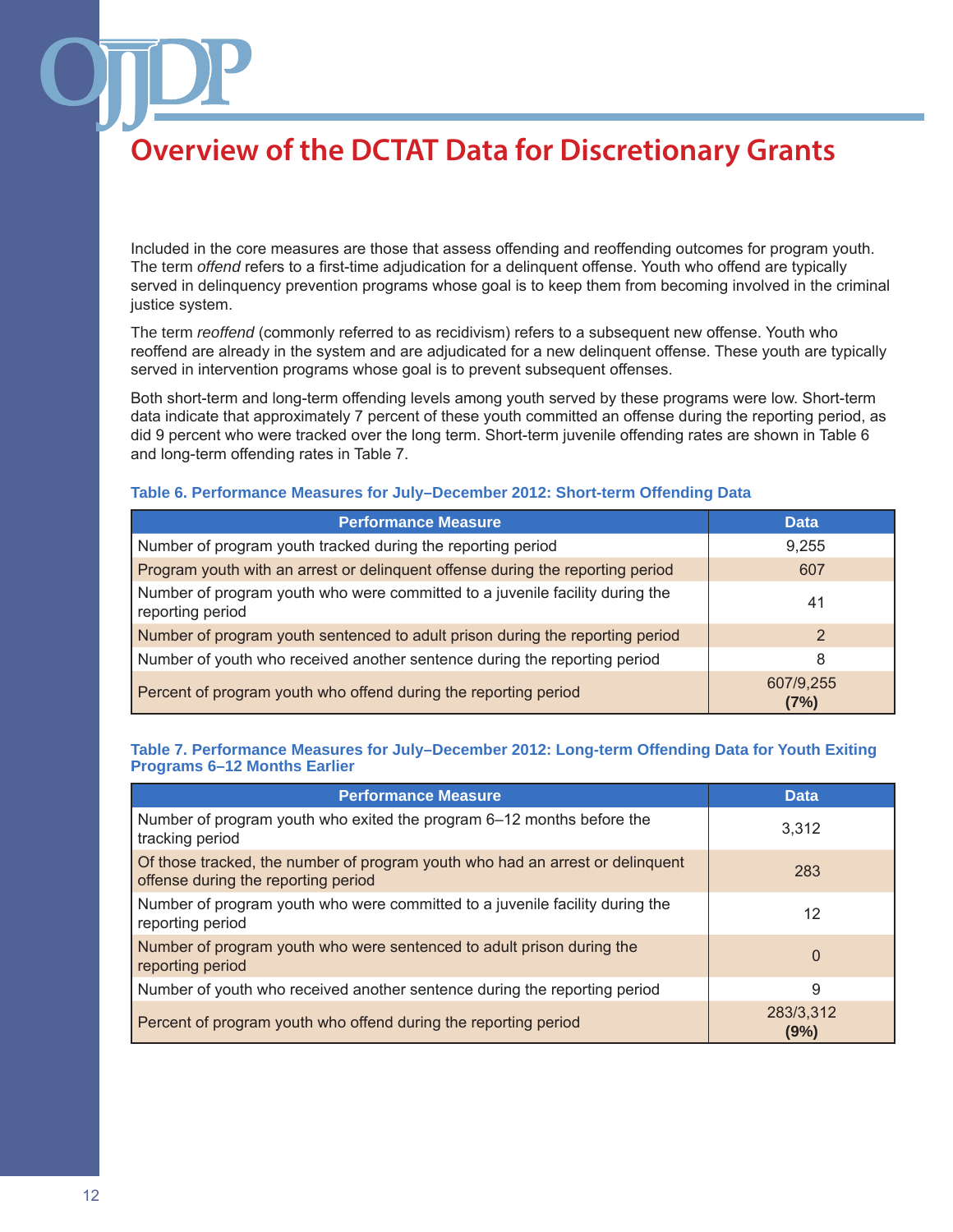# Overview of the DCTAT Data for Discretionary Grants

Included in the core measures are those that assess offending and reoffending outcomes for program youth. The term *offend* refers to a first-time adjudication for a delinquent offense. Youth who offend are typically served in delinquency prevention programs whose goal is to keep them from becoming involved in the criminal justice system.

The term *reoffend* (commonly referred to as recidivism) refers to a subsequent new offense. Youth who reoffend are already in the system and are adjudicated for a new delinquent offense. These youth are typically served in intervention programs whose goal is to prevent subsequent offenses.

Both short-term and long-term offending levels among youth served by these programs were low. Short-term data indicate that approximately 7 percent of these youth committed an offense during the reporting period, as did 9 percent who were tracked over the long term. Short-term juvenile offending rates are shown in Table 6 and long-term offending rates in Table 7.

**Table 6. Performance Measures for July–December 2012: Short-term Offending Data**

| Performance Measure | Data |
|---|---|
| Number of program youth tracked during the reporting period | 9,255 |
| Program youth with an arrest or delinquent offense during the reporting period | 607 |
| Number of program youth who were committed to a juvenile facility during the reporting period | 41 |
| Number of program youth sentenced to adult prison during the reporting period | 2 |
| Number of youth who received another sentence during the reporting period | 8 |
| Percent of program youth who offend during the reporting period | 607/9,255 **(7%)** |

**Table 7. Performance Measures for July–December 2012: Long-term Offending Data for Youth Exiting Programs 6–12 Months Earlier**

| Performance Measure | Data |
|---|---|
| Number of program youth who exited the program 6–12 months before the tracking period | 3,312 |
| Of those tracked, the number of program youth who had an arrest or delinquent offense during the reporting period | 283 |
| Number of program youth who were committed to a juvenile facility during the reporting period | 12 |
| Number of program youth who were sentenced to adult prison during the reporting period | 0 |
| Number of youth who received another sentence during the reporting period | 9 |
| Percent of program youth who offend during the reporting period | 283/3,312 **(9%)** |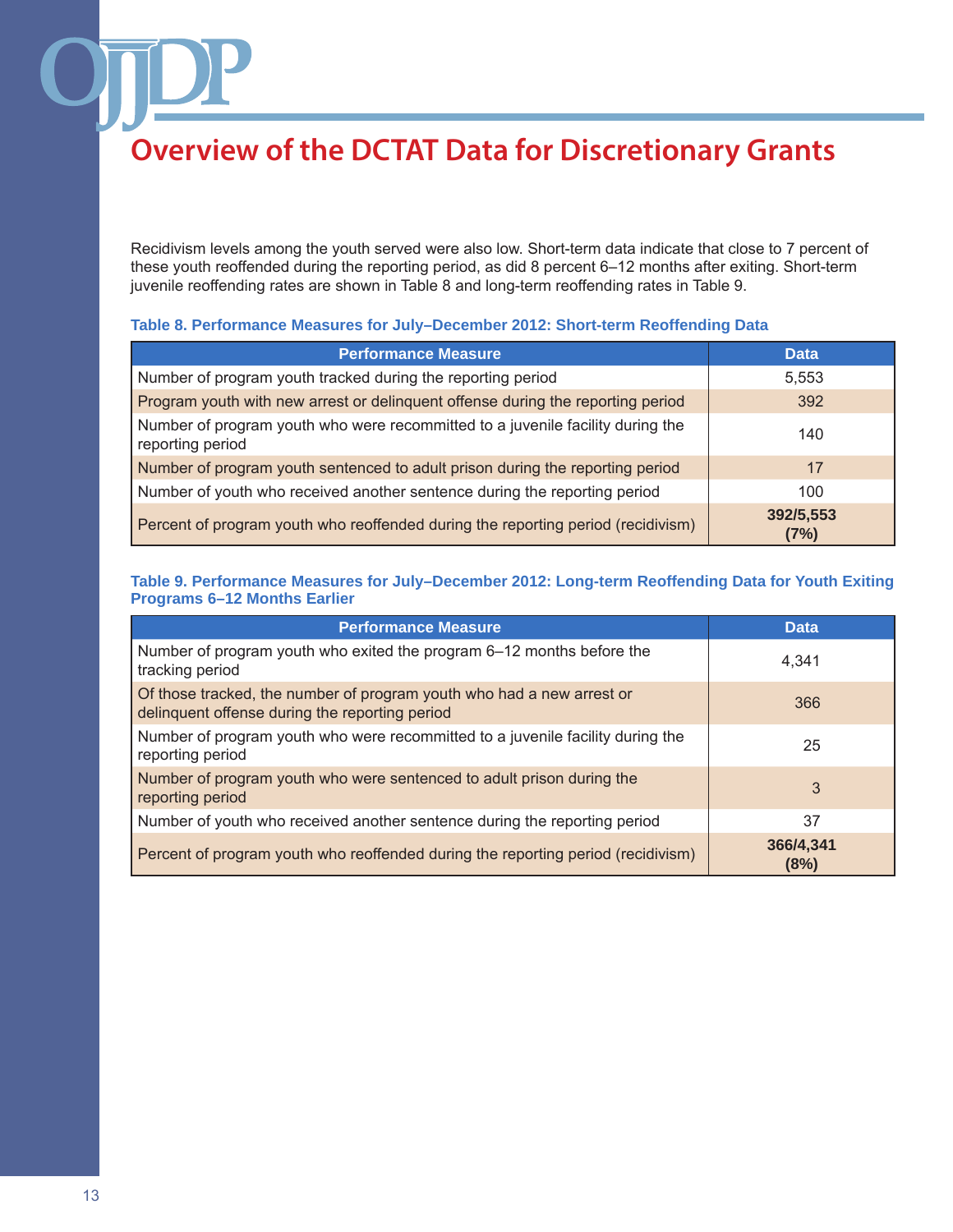# Overview of the DCTAT Data for Discretionary Grants

Recidivism levels among the youth served were also low. Short-term data indicate that close to 7 percent of these youth reoffended during the reporting period, as did 8 percent 6–12 months after exiting. Short-term juvenile reoffending rates are shown in Table 8 and long-term reoffending rates in Table 9.

**Table 8. Performance Measures for July–December 2012: Short-term Reoffending Data**

| Performance Measure | Data |
|---|---|
| Number of program youth tracked during the reporting period | 5,553 |
| Program youth with new arrest or delinquent offense during the reporting period | 392 |
| Number of program youth who were recommitted to a juvenile facility during the reporting period | 140 |
| Number of program youth sentenced to adult prison during the reporting period | 17 |
| Number of youth who received another sentence during the reporting period | 100 |
| Percent of program youth who reoffended during the reporting period (recidivism) | **392/5,553 (7%)** |

**Table 9. Performance Measures for July–December 2012: Long-term Reoffending Data for Youth Exiting Programs 6–12 Months Earlier**

| Performance Measure | Data |
|---|---|
| Number of program youth who exited the program 6–12 months before the tracking period | 4,341 |
| Of those tracked, the number of program youth who had a new arrest or delinquent offense during the reporting period | 366 |
| Number of program youth who were recommitted to a juvenile facility during the reporting period | 25 |
| Number of program youth who were sentenced to adult prison during the reporting period | 3 |
| Number of youth who received another sentence during the reporting period | 37 |
| Percent of program youth who reoffended during the reporting period (recidivism) | **366/4,341 (8%)** |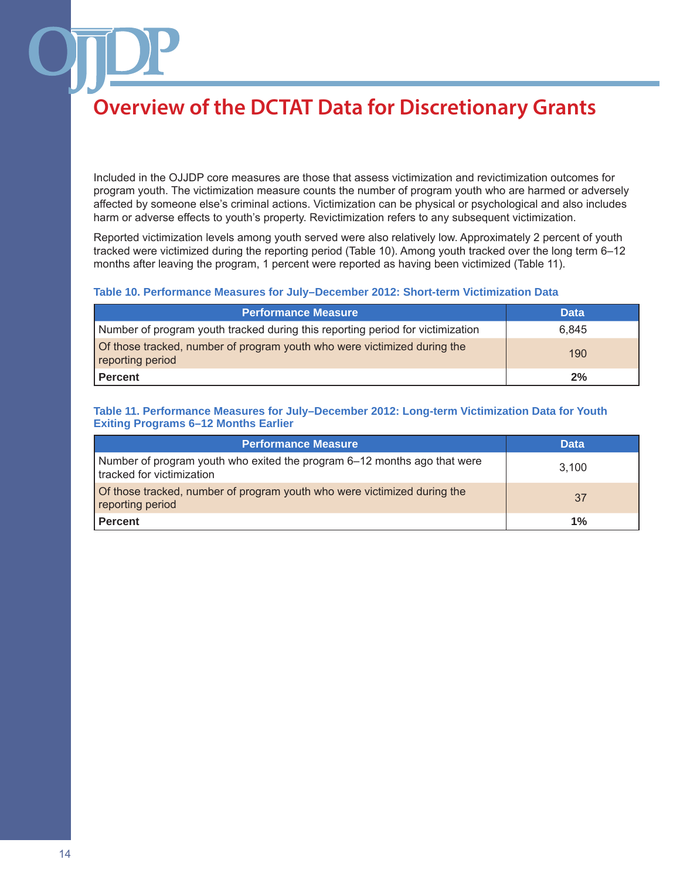# Overview of the DCTAT Data for Discretionary Grants

Included in the OJJDP core measures are those that assess victimization and revictimization outcomes for program youth. The victimization measure counts the number of program youth who are harmed or adversely affected by someone else's criminal actions. Victimization can be physical or psychological and also includes harm or adverse effects to youth's property. Revictimization refers to any subsequent victimization.

Reported victimization levels among youth served were also relatively low. Approximately 2 percent of youth tracked were victimized during the reporting period (Table 10). Among youth tracked over the long term 6–12 months after leaving the program, 1 percent were reported as having been victimized (Table 11).

**Table 10. Performance Measures for July–December 2012: Short-term Victimization Data**

| Performance Measure | Data |
|---|---|
| Number of program youth tracked during this reporting period for victimization | 6,845 |
| Of those tracked, number of program youth who were victimized during the reporting period | 190 |
| **Percent** | **2%** |

**Table 11. Performance Measures for July–December 2012: Long-term Victimization Data for Youth Exiting Programs 6–12 Months Earlier**

| Performance Measure | Data |
|---|---|
| Number of program youth who exited the program 6–12 months ago that were tracked for victimization | 3,100 |
| Of those tracked, number of program youth who were victimized during the reporting period | 37 |
| **Percent** | **1%** |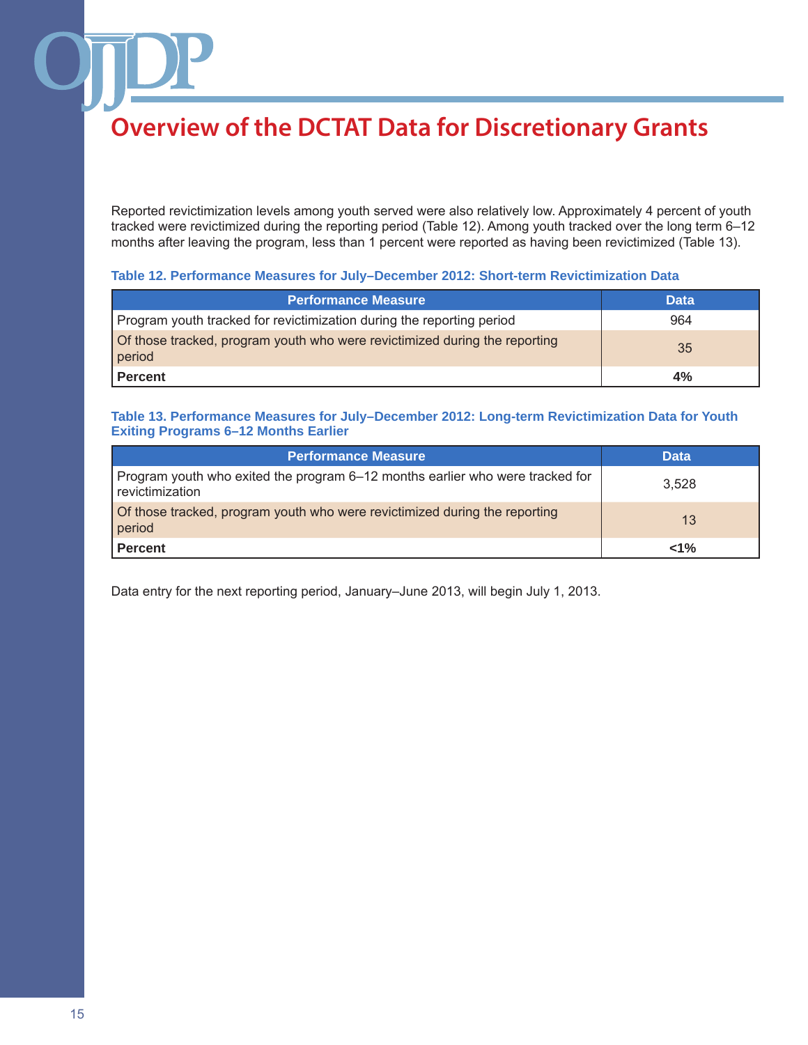# Overview of the DCTAT Data for Discretionary Grants

Reported revictimization levels among youth served were also relatively low. Approximately 4 percent of youth tracked were revictimized during the reporting period (Table 12). Among youth tracked over the long term 6–12 months after leaving the program, less than 1 percent were reported as having been revictimized (Table 13).

**Table 12. Performance Measures for July–December 2012: Short-term Revictimization Data**

| Performance Measure | Data |
|---|---|
| Program youth tracked for revictimization during the reporting period | 964 |
| Of those tracked, program youth who were revictimized during the reporting period | 35 |
| **Percent** | **4%** |

**Table 13. Performance Measures for July–December 2012: Long-term Revictimization Data for Youth Exiting Programs 6–12 Months Earlier**

| Performance Measure | Data |
|---|---|
| Program youth who exited the program 6–12 months earlier who were tracked for revictimization | 3,528 |
| Of those tracked, program youth who were revictimized during the reporting period | 13 |
| **Percent** | **<1%** |

Data entry for the next reporting period, January–June 2013, will begin July 1, 2013.